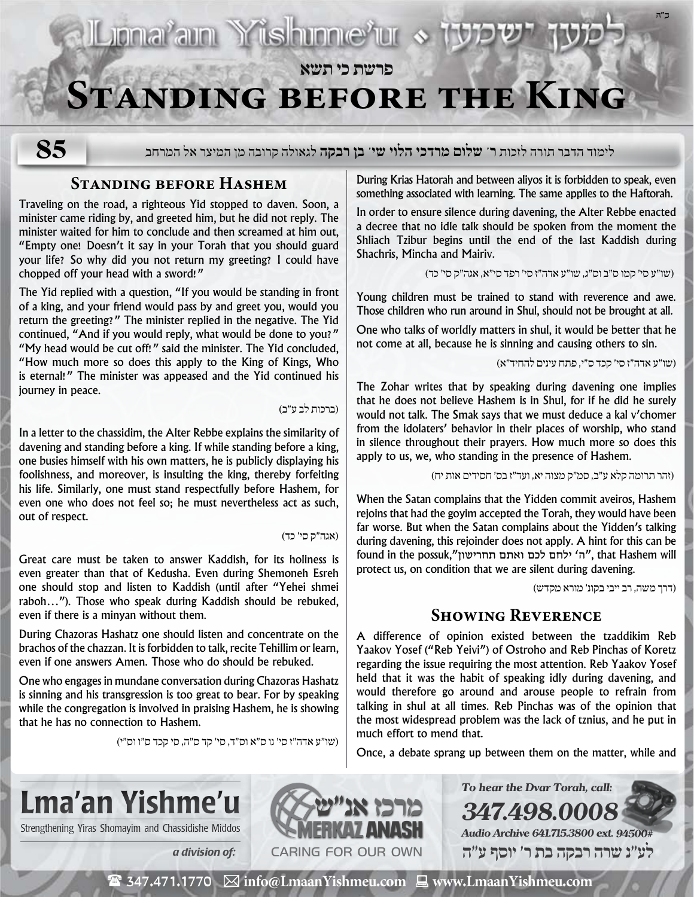# פרשת כי תשא

# Standing before the King

**85**

לימוד הדבר תורה לזכות ר' **שלום מרדכי הלוי שי' בן רבקה** לגאולה קרובה מן המיצר אל המרחב

## Standing before Hashem

Traveling on the road, a righteous Yid stopped to daven. Soon, a minister came riding by, and greeted him, but he did not reply. The minister waited for him to conclude and then screamed at him out, "Empty one! Doesn't it say in your Torah that you should guard your life? So why did you not return my greeting? I could have chopped off your head with a sword!"

The Yid replied with a question, "If you would be standing in front of a king, and your friend would pass by and greet you, would you return the greeting?" The minister replied in the negative. The Yid continued, "And if you would reply, what would be done to you?" "My head would be cut off!" said the minister. The Yid concluded, "How much more so does this apply to the King of Kings, Who is eternal!" The minister was appeased and the Yid continued his journey in peace.

(ברכות לב ע"ב)

In a letter to the chassidim, the Alter Rebbe explains the similarity of davening and standing before a king. If while standing before a king, one busies himself with his own matters, he is publicly displaying his foolishness, and moreover, is insulting the king, thereby forfeiting his life. Similarly, one must stand respectfully before Hashem, for even one who does not feel so; he must nevertheless act as such, out of respect.

(אגה"ק סי' כד)

Great care must be taken to answer Kaddish, for its holiness is even greater than that of Kedusha. Even during Shemoneh Esreh one should stop and listen to Kaddish (until after "Yehei shmei raboh…"). Those who speak during Kaddish should be rebuked, even if there is a minyan without them.

During Chazoras Hashatz one should listen and concentrate on the brachos of the chazzan. It is forbidden to talk, recite Tehillim or learn, even if one answers Amen. Those who do should be rebuked.

One who engages in mundane conversation during Chazoras Hashatz is sinning and his transgression is too great to bear. For by speaking while the congregation is involved in praising Hashem, he is showing that he has no connection to Hashem.

(שו"ע אדה"ז סי' נו ס"א וס"ד, סי' קד ס"ה, סי קכד ס"ו וס"י)

During Krias Hatorah and between aliyos it is forbidden to speak, even something associated with learning. The same applies to the Haftorah.

In order to ensure silence during davening, the Alter Rebbe enacted a decree that no idle talk should be spoken from the moment the Shliach Tzibur begins until the end of the last Kaddish during Shachris, Mincha and Mairiv.

(שו"ע סי' קמו ס"ב וס"ג, שו"ע אדה"ז סי' רפד סי"א, אגה"ק סי' כד)

Young children must be trained to stand with reverence and awe. Those children who run around in Shul, should not be brought at all.

One who talks of worldly matters in shul, it would be better that he not come at all, because he is sinning and causing others to sin.

(שו"ע אדה"ז סי' קכד ס"י, פתח עינים להחיד"א)

The Zohar writes that by speaking during davening one implies that he does not believe Hashem is in Shul, for if he did he surely would not talk. The Smak says that we must deduce a kal v'chomer from the idolaters' behavior in their places of worship, who stand in silence throughout their prayers. How much more so does this apply to us, we, who standing in the presence of Hashem.

(זהר תרומה קלא ע"ב, סמ"ק מצוה יא, ועד"ז בס' חסידים אות יח)

When the Satan complains that the Yidden commit aveiros, Hashem rejoins that had the goyim accepted the Torah, they would have been far worse. But when the Satan complains about the Yidden's talking during davening, this rejoinder does not apply. A hint for this can be found in the possuk,"ה' ילחם לכם ואתם תחרישון", that Hashem will protect us, on condition that we are silent during davening.

(דרך משה, רב ייבי בקונ' מורא מקדש)

## Showing Reverence

A difference of opinion existed between the tzaddikim Reb Yaakov Yosef ("Reb Yeivi") of Ostroho and Reb Pinchas of Koretz regarding the issue requiring the most attention. Reb Yaakov Yosef held that it was the habit of speaking idly during davening, and would therefore go around and arouse people to refrain from talking in shul at all times. Reb Pinchas was of the opinion that the most widespread problem was the lack of tznius, and he put in much effort to mend that.

Once, a debate sprang up between them on the matter, while and

**Lma'an Yishme'u**
Strengthening Yiras Shomayim and Chassidishe Middos
*a division of:* מרכז אנ"ש MERKAZ ANASH CARING FOR OUR OWN

*To hear the Dvar Torah, call:* **347.498.0008**
*Audio Archive 641.715.3800 ext. 94500#*
לע"נ שרה רבקה בת ר' יוסף ע"ה

347.471.1770 info@LmaanYishmeu.com www.LmaanYishmeu.com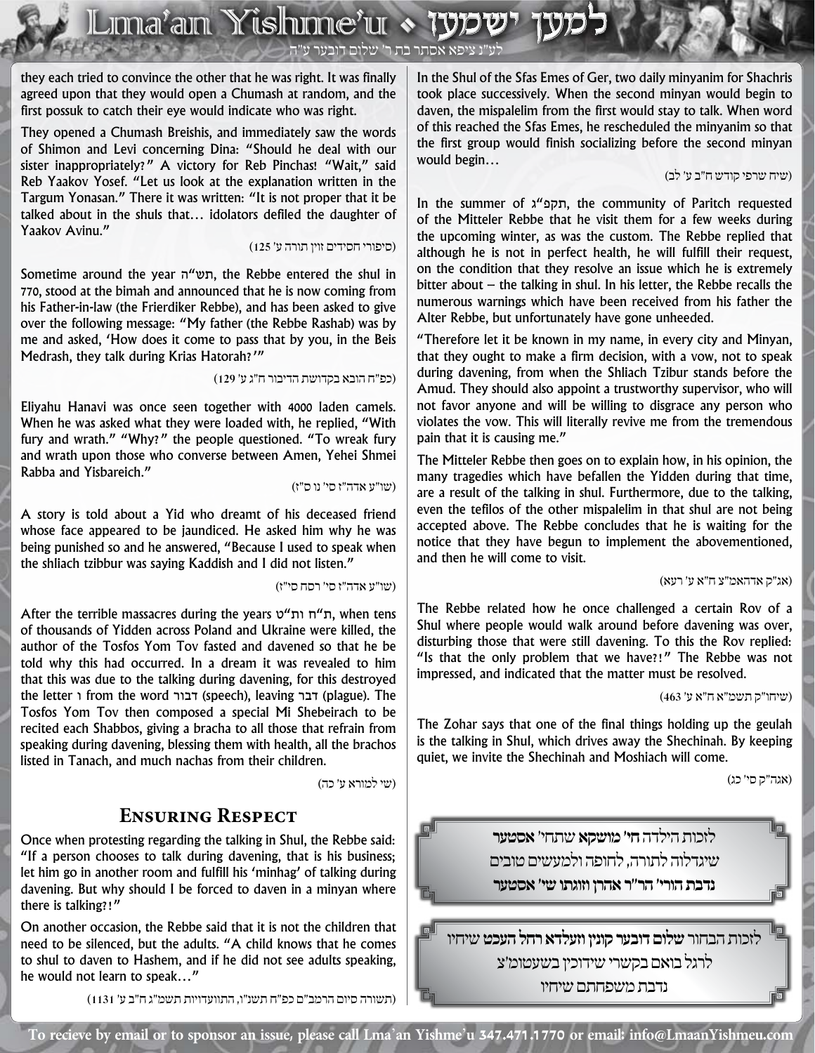they each tried to convince the other that he was right. It was finally agreed upon that they would open a Chumash at random, and the first possuk to catch their eye would indicate who was right.

They opened a Chumash Breishis, and immediately saw the words of Shimon and Levi concerning Dina: "Should he deal with our sister inappropriately?" A victory for Reb Pinchas! "Wait," said Reb Yaakov Yosef. "Let us look at the explanation written in the Targum Yonasan." There it was written: "It is not proper that it be talked about in the shuls that… idolators defiled the daughter of Yaakov Avinu."

(סיפורי חסידים זוין תורה ע' 125)

Sometime around the year תש"ה, the Rebbe entered the shul in 770, stood at the bimah and announced that he is now coming from his Father-in-law (the Frierdiker Rebbe), and has been asked to give over the following message: "My father (the Rebbe Rashab) was by me and asked, 'How does it come to pass that by you, in the Beis Medrash, they talk during Krias Hatorah?'"

(כפ"ח הובא בקדושת הדיבור ח"ג ע' 129)

Eliyahu Hanavi was once seen together with 4000 laden camels. When he was asked what they were loaded with, he replied, "With fury and wrath." "Why?" the people questioned. "To wreak fury and wrath upon those who converse between Amen, Yehei Shmei Rabba and Yisbareich."

(שו"ע אדה"ז סי' נו ס"ז)

A story is told about a Yid who dreamt of his deceased friend whose face appeared to be jaundiced. He asked him why he was being punished so and he answered, "Because I used to speak when the shliach tzibbur was saying Kaddish and I did not listen."

(שו"ע אדה"ז סי' רסח סי"ז)

After the terrible massacres during the years ת"ח ות"ט, when tens of thousands of Yidden across Poland and Ukraine were killed, the author of the Tosfos Yom Tov fasted and davened so that he be told why this had occurred. In a dream it was revealed to him that this was due to the talking during davening, for this destroyed the letter ו from the word דבור (speech), leaving דבר (plague). The Tosfos Yom Tov then composed a special Mi Shebeirach to be recited each Shabbos, giving a bracha to all those that refrain from speaking during davening, blessing them with health, all the brachos listed in Tanach, and much nachas from their children.

(שי למורא ע' כה)

## Ensuring Respect

Once when protesting regarding the talking in Shul, the Rebbe said: "If a person chooses to talk during davening, that is his business; let him go in another room and fulfill his 'minhag' of talking during davening. But why should I be forced to daven in a minyan where there is talking?!"

On another occasion, the Rebbe said that it is not the children that need to be silenced, but the adults. "A child knows that he comes to shul to daven to Hashem, and if he did not see adults speaking, he would not learn to speak…"

(תשורה סיום הרמב"ם כפ"ח תשנ"ו, התוועדויות תשמ"ג ח"ב ע' 1131)

In the Shul of the Sfas Emes of Ger, two daily minyanim for Shachris took place successively. When the second minyan would begin to daven, the mispalelim from the first would stay to talk. When word of this reached the Sfas Emes, he rescheduled the minyanim so that the first group would finish socializing before the second minyan would begin…

(שיח שרפי קודש ח"ב ע' לב)

In the summer of תקפ"ג, the community of Paritch requested of the Mitteler Rebbe that he visit them for a few weeks during the upcoming winter, as was the custom. The Rebbe replied that although he is not in perfect health, he will fulfill their request, on the condition that they resolve an issue which he is extremely bitter about – the talking in shul. In his letter, the Rebbe recalls the numerous warnings which have been received from his father the Alter Rebbe, but unfortunately have gone unheeded.

"Therefore let it be known in my name, in every city and Minyan, that they ought to make a firm decision, with a vow, not to speak during davening, from when the Shliach Tzibur stands before the Amud. They should also appoint a trustworthy supervisor, who will not favor anyone and will be willing to disgrace any person who violates the vow. This will literally revive me from the tremendous pain that it is causing me."

The Mitteler Rebbe then goes on to explain how, in his opinion, the many tragedies which have befallen the Yidden during that time, are a result of the talking in shul. Furthermore, due to the talking, even the tefilos of the other mispalelim in that shul are not being accepted above. The Rebbe concludes that he is waiting for the notice that they have begun to implement the abovementioned, and then he will come to visit.

(אג"ק אדהאמ"צ ח"א ע' רעא)

The Rebbe related how he once challenged a certain Rov of a Shul where people would walk around before davening was over, disturbing those that were still davening. To this the Rov replied: "Is that the only problem that we have?!" The Rebbe was not impressed, and indicated that the matter must be resolved.

(שיחו"ק תשמ"א ח"א ע' 463)

The Zohar says that one of the final things holding up the geulah is the talking in Shul, which drives away the Shechinah. By keeping quiet, we invite the Shechinah and Moshiach will come.

(אגה"ק סי' כג)

לזכות הילדה **חי' מושקא** שתחי' **אסטער**
שיגדלוה לתורה, לחופה ולמעשים טובים
**נדבת הורי' הר"ר אהרן וזוגתו שי' אסטער**

לזכות הבחור **שלום דובער קונין** ועלדא **רחל העכט** שיחיו
לרגל בואם בקשרי שידוכין בשעטומ"צ
נדבת משפחתם שיחיו

To recieve by email or to sponsor an issue, please call Lma'an Yishme'u 347.471.1770 or email: info@LmaanYishmeu.com